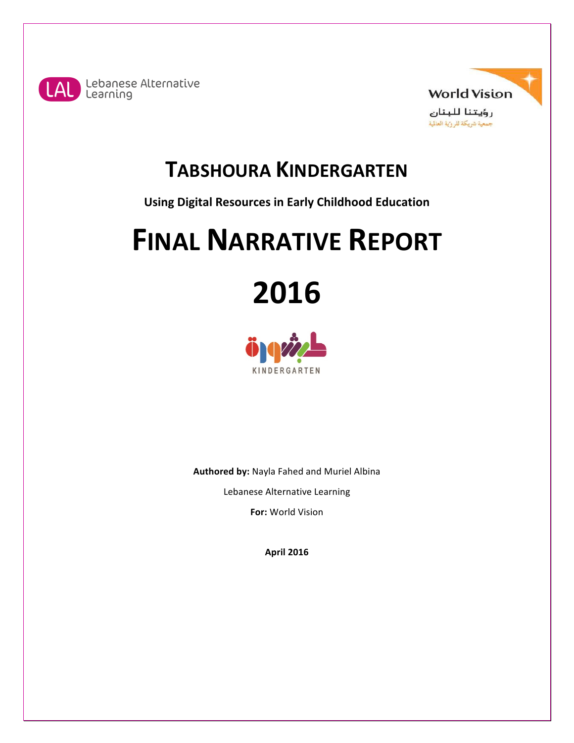Lebanese Alternative Learning

World Vision

رؤيتنا للبنان

جمعية شريكة للرؤية العالمية

# TABSHOURA KINDERGARTEN

**Using Digital Resources in Early Childhood Education**

# FINAL NARRATIVE REPORT

# 2016

طبشورة

KINDERGARTEN

**Authored by:** Nayla Fahed and Muriel Albina

Lebanese Alternative Learning

**For:** World Vision

**April 2016**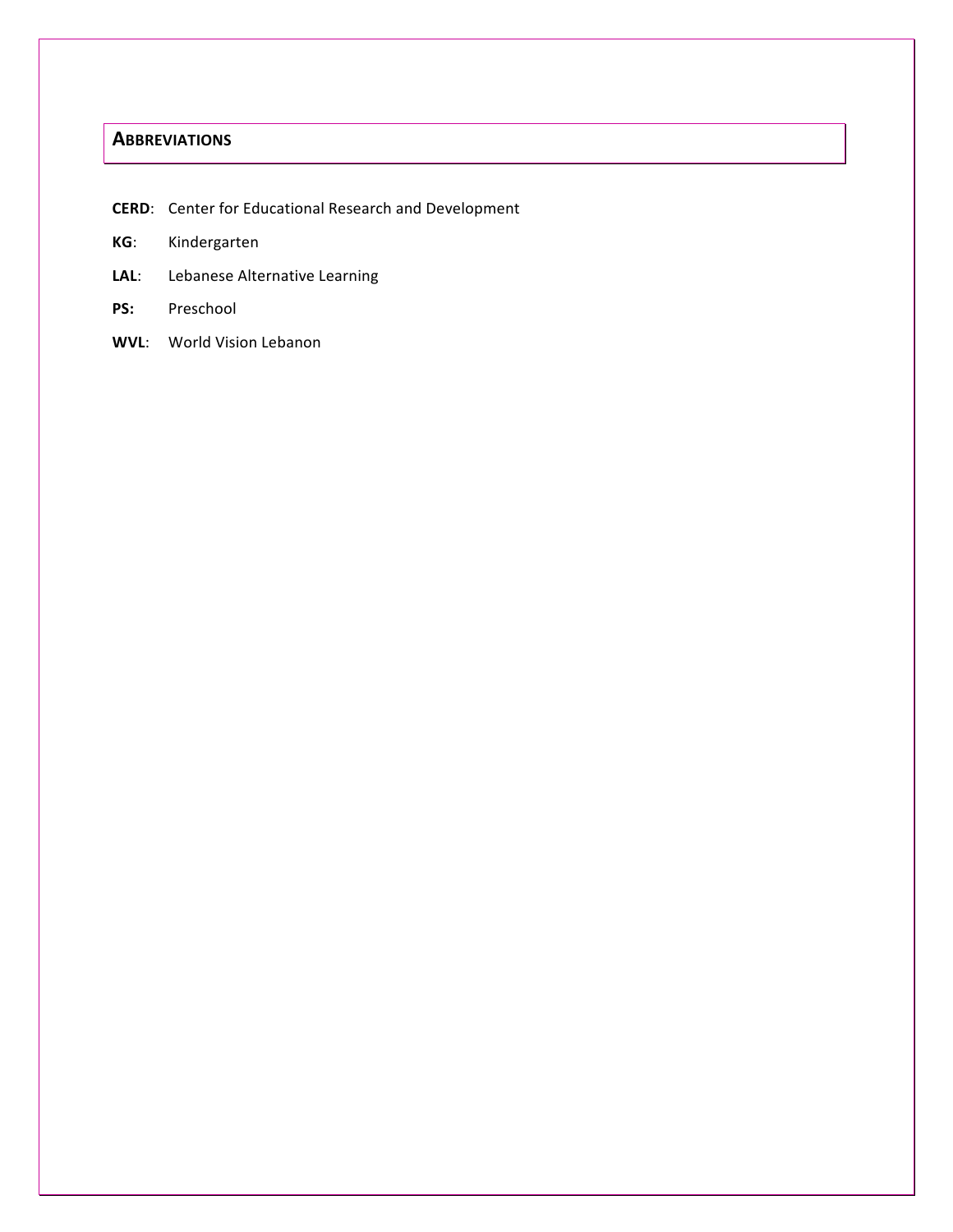## ABBREVIATIONS

**CERD**: Center for Educational Research and Development

**KG**: Kindergarten

**LAL**: Lebanese Alternative Learning

**PS:** Preschool

**WVL**: World Vision Lebanon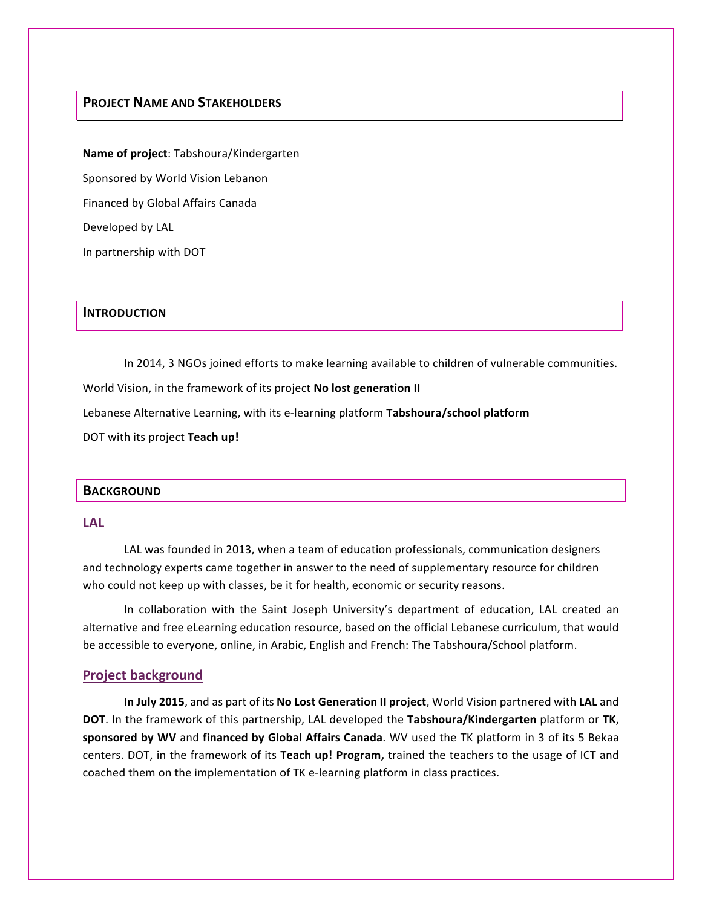## Project Name and Stakeholders

**Name of project**: Tabshoura/Kindergarten

Sponsored by World Vision Lebanon

Financed by Global Affairs Canada

Developed by LAL

In partnership with DOT

## Introduction

In 2014, 3 NGOs joined efforts to make learning available to children of vulnerable communities.

World Vision, in the framework of its project **No lost generation II**

Lebanese Alternative Learning, with its e-learning platform **Tabshoura/school platform**

DOT with its project **Teach up!**

## Background

### LAL

LAL was founded in 2013, when a team of education professionals, communication designers and technology experts came together in answer to the need of supplementary resource for children who could not keep up with classes, be it for health, economic or security reasons.

In collaboration with the Saint Joseph University's department of education, LAL created an alternative and free eLearning education resource, based on the official Lebanese curriculum, that would be accessible to everyone, online, in Arabic, English and French: The Tabshoura/School platform.

### Project background

**In July 2015**, and as part of its **No Lost Generation II project**, World Vision partnered with **LAL** and **DOT**. In the framework of this partnership, LAL developed the **Tabshoura/Kindergarten** platform or **TK**, **sponsored by WV** and **financed by Global Affairs Canada**. WV used the TK platform in 3 of its 5 Bekaa centers. DOT, in the framework of its **Teach up! Program,** trained the teachers to the usage of ICT and coached them on the implementation of TK e-learning platform in class practices.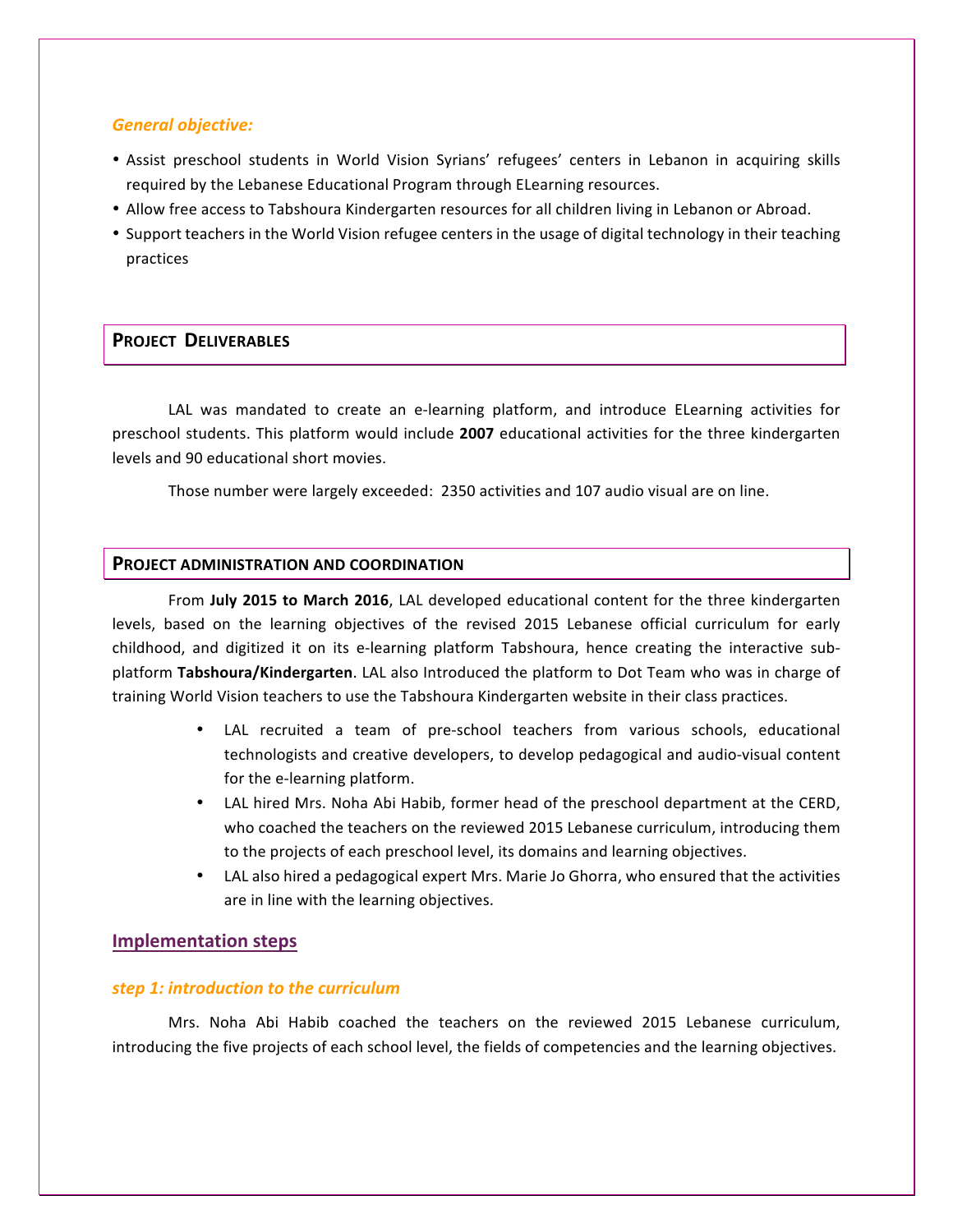### *General objective:*

- Assist preschool students in World Vision Syrians' refugees' centers in Lebanon in acquiring skills required by the Lebanese Educational Program through ELearning resources.
- Allow free access to Tabshoura Kindergarten resources for all children living in Lebanon or Abroad.
- Support teachers in the World Vision refugee centers in the usage of digital technology in their teaching practices

## PROJECT DELIVERABLES

LAL was mandated to create an e-learning platform, and introduce ELearning activities for preschool students. This platform would include **2007** educational activities for the three kindergarten levels and 90 educational short movies.

Those number were largely exceeded: 2350 activities and 107 audio visual are on line.

## PROJECT ADMINISTRATION AND COORDINATION

From **July 2015 to March 2016**, LAL developed educational content for the three kindergarten levels, based on the learning objectives of the revised 2015 Lebanese official curriculum for early childhood, and digitized it on its e-learning platform Tabshoura, hence creating the interactive sub-platform **Tabshoura/Kindergarten**. LAL also Introduced the platform to Dot Team who was in charge of training World Vision teachers to use the Tabshoura Kindergarten website in their class practices.

- LAL recruited a team of pre-school teachers from various schools, educational technologists and creative developers, to develop pedagogical and audio-visual content for the e-learning platform.
- LAL hired Mrs. Noha Abi Habib, former head of the preschool department at the CERD, who coached the teachers on the reviewed 2015 Lebanese curriculum, introducing them to the projects of each preschool level, its domains and learning objectives.
- LAL also hired a pedagogical expert Mrs. Marie Jo Ghorra, who ensured that the activities are in line with the learning objectives.

## Implementation steps

### *step 1: introduction to the curriculum*

Mrs. Noha Abi Habib coached the teachers on the reviewed 2015 Lebanese curriculum, introducing the five projects of each school level, the fields of competencies and the learning objectives.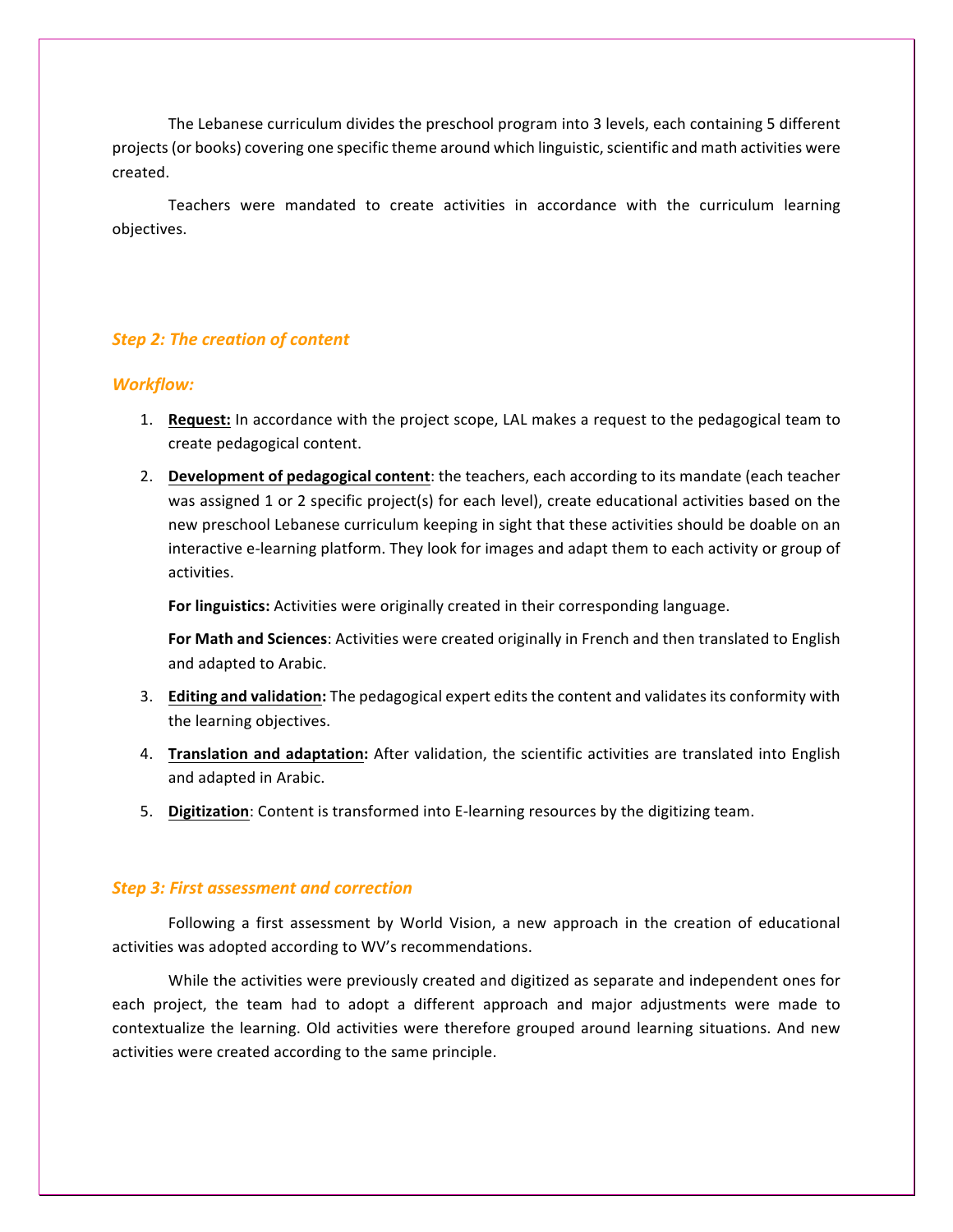The Lebanese curriculum divides the preschool program into 3 levels, each containing 5 different projects (or books) covering one specific theme around which linguistic, scientific and math activities were created.

Teachers were mandated to create activities in accordance with the curriculum learning objectives.

### *Step 2: The creation of content*

### *Workflow:*

1. **Request:** In accordance with the project scope, LAL makes a request to the pedagogical team to create pedagogical content.
2. **Development of pedagogical content**: the teachers, each according to its mandate (each teacher was assigned 1 or 2 specific project(s) for each level), create educational activities based on the new preschool Lebanese curriculum keeping in sight that these activities should be doable on an interactive e-learning platform. They look for images and adapt them to each activity or group of activities.

   **For linguistics:** Activities were originally created in their corresponding language.

   **For Math and Sciences**: Activities were created originally in French and then translated to English and adapted to Arabic.
3. **Editing and validation:** The pedagogical expert edits the content and validates its conformity with the learning objectives.
4. **Translation and adaptation:** After validation, the scientific activities are translated into English and adapted in Arabic.
5. **Digitization**: Content is transformed into E-learning resources by the digitizing team.

### *Step 3: First assessment and correction*

Following a first assessment by World Vision, a new approach in the creation of educational activities was adopted according to WV's recommendations.

While the activities were previously created and digitized as separate and independent ones for each project, the team had to adopt a different approach and major adjustments were made to contextualize the learning. Old activities were therefore grouped around learning situations. And new activities were created according to the same principle.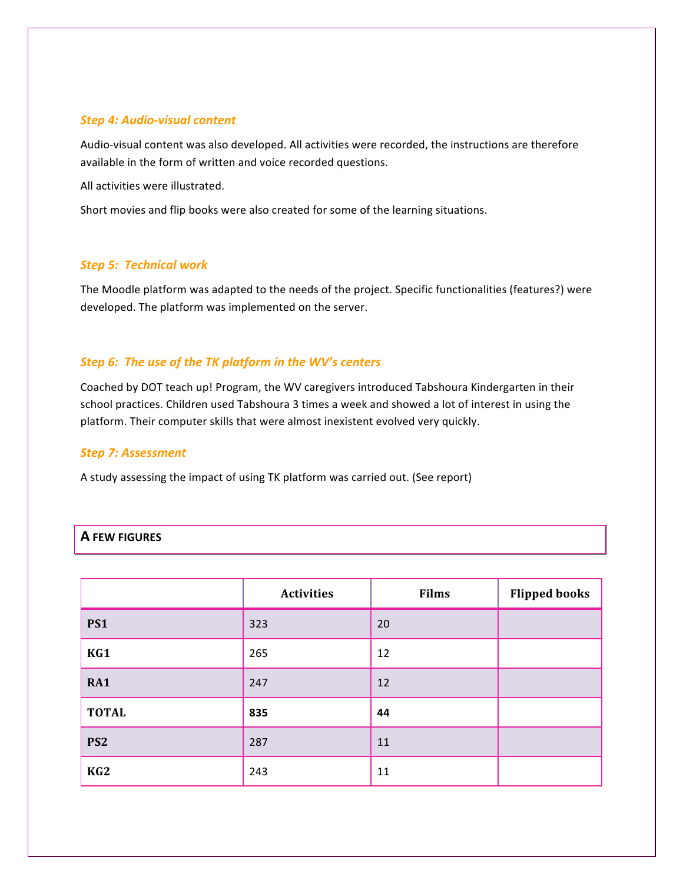### *Step 4: Audio-visual content*

Audio-visual content was also developed. All activities were recorded, the instructions are therefore available in the form of written and voice recorded questions.

All activities were illustrated.

Short movies and flip books were also created for some of the learning situations.

### *Step 5: Technical work*

The Moodle platform was adapted to the needs of the project. Specific functionalities (features?) were developed. The platform was implemented on the server.

### *Step 6: The use of the TK platform in the WV's centers*

Coached by DOT teach up! Program, the WV caregivers introduced Tabshoura Kindergarten in their school practices. Children used Tabshoura 3 times a week and showed a lot of interest in using the platform. Their computer skills that were almost inexistent evolved very quickly.

### *Step 7: Assessment*

A study assessing the impact of using TK platform was carried out. (See report)

## A FEW FIGURES

| | Activities | Films | Flipped books |
|---|---|---|---|
| **PS1** | 323 | 20 | |
| **KG1** | 265 | 12 | |
| **RA1** | 247 | 12 | |
| **TOTAL** | **835** | **44** | |
| **PS2** | 287 | 11 | |
| **KG2** | 243 | 11 | |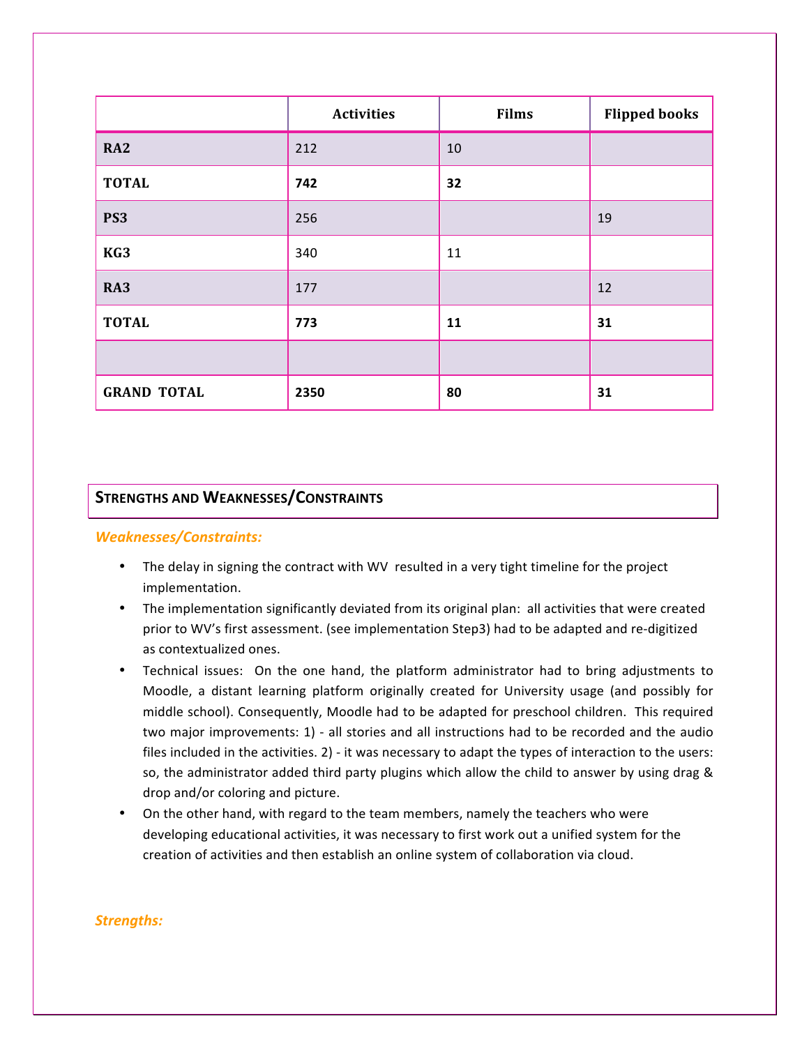| | Activities | Films | Flipped books |
|---|---|---|---|
| RA2 | 212 | 10 | |
| **TOTAL** | **742** | **32** | |
| PS3 | 256 | | 19 |
| KG3 | 340 | 11 | |
| RA3 | 177 | | 12 |
| **TOTAL** | **773** | **11** | **31** |
| | | | |
| **GRAND TOTAL** | **2350** | **80** | **31** |

## Strengths and Weaknesses/Constraints

***Weaknesses/Constraints:***

- The delay in signing the contract with WV resulted in a very tight timeline for the project implementation.
- The implementation significantly deviated from its original plan: all activities that were created prior to WV's first assessment. (see implementation Step3) had to be adapted and re-digitized as contextualized ones.
- Technical issues: On the one hand, the platform administrator had to bring adjustments to Moodle, a distant learning platform originally created for University usage (and possibly for middle school). Consequently, Moodle had to be adapted for preschool children. This required two major improvements: 1) - all stories and all instructions had to be recorded and the audio files included in the activities. 2) - it was necessary to adapt the types of interaction to the users: so, the administrator added third party plugins which allow the child to answer by using drag & drop and/or coloring and picture.
- On the other hand, with regard to the team members, namely the teachers who were developing educational activities, it was necessary to first work out a unified system for the creation of activities and then establish an online system of collaboration via cloud.

***Strengths:***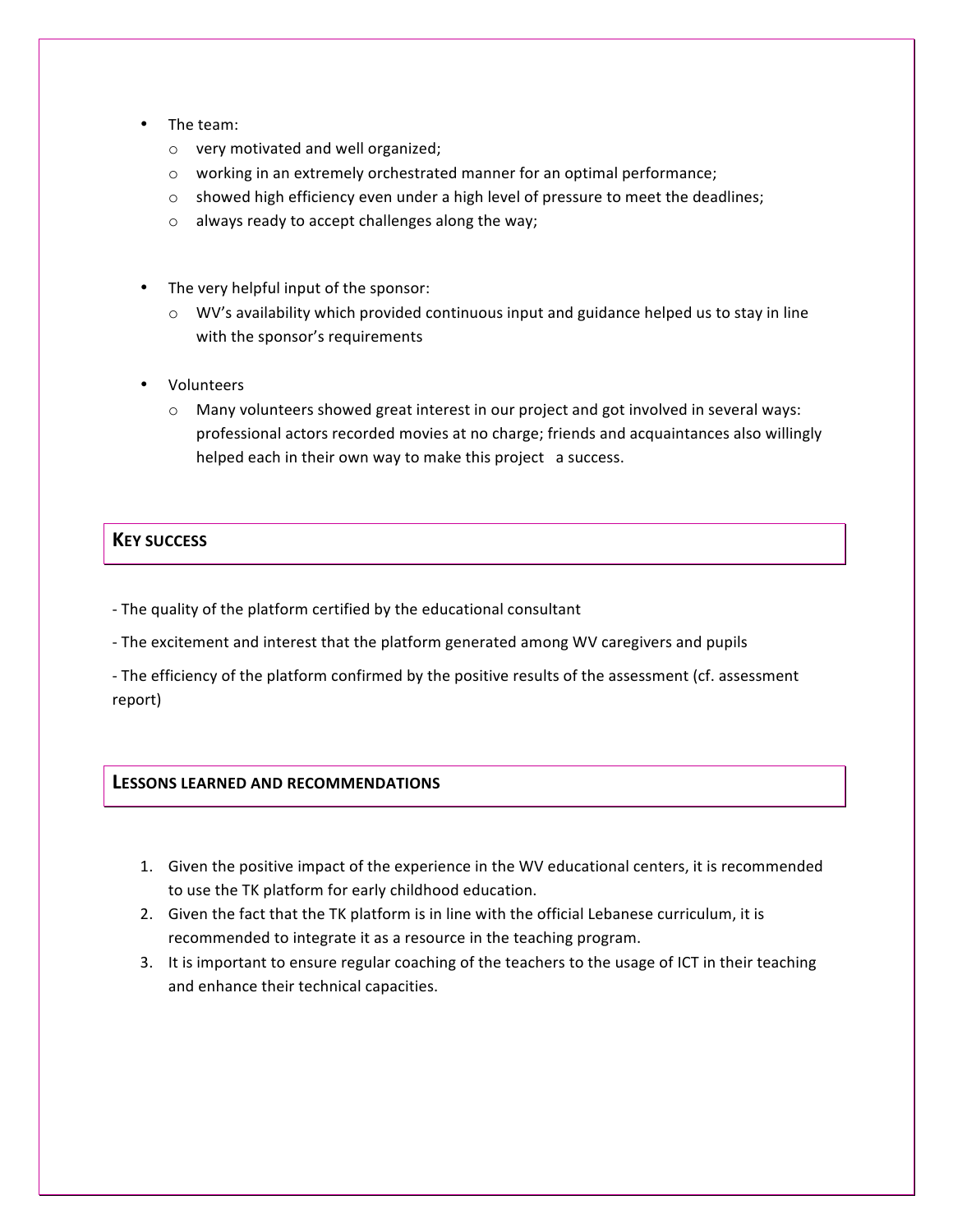- The team:
  - very motivated and well organized;
  - working in an extremely orchestrated manner for an optimal performance;
  - showed high efficiency even under a high level of pressure to meet the deadlines;
  - always ready to accept challenges along the way;

- The very helpful input of the sponsor:
  - WV's availability which provided continuous input and guidance helped us to stay in line with the sponsor's requirements

- Volunteers
  - Many volunteers showed great interest in our project and got involved in several ways: professional actors recorded movies at no charge; friends and acquaintances also willingly helped each in their own way to make this project a success.

## KEY SUCCESS

- The quality of the platform certified by the educational consultant

- The excitement and interest that the platform generated among WV caregivers and pupils

- The efficiency of the platform confirmed by the positive results of the assessment (cf. assessment report)

## LESSONS LEARNED AND RECOMMENDATIONS

1. Given the positive impact of the experience in the WV educational centers, it is recommended to use the TK platform for early childhood education.
2. Given the fact that the TK platform is in line with the official Lebanese curriculum, it is recommended to integrate it as a resource in the teaching program.
3. It is important to ensure regular coaching of the teachers to the usage of ICT in their teaching and enhance their technical capacities.